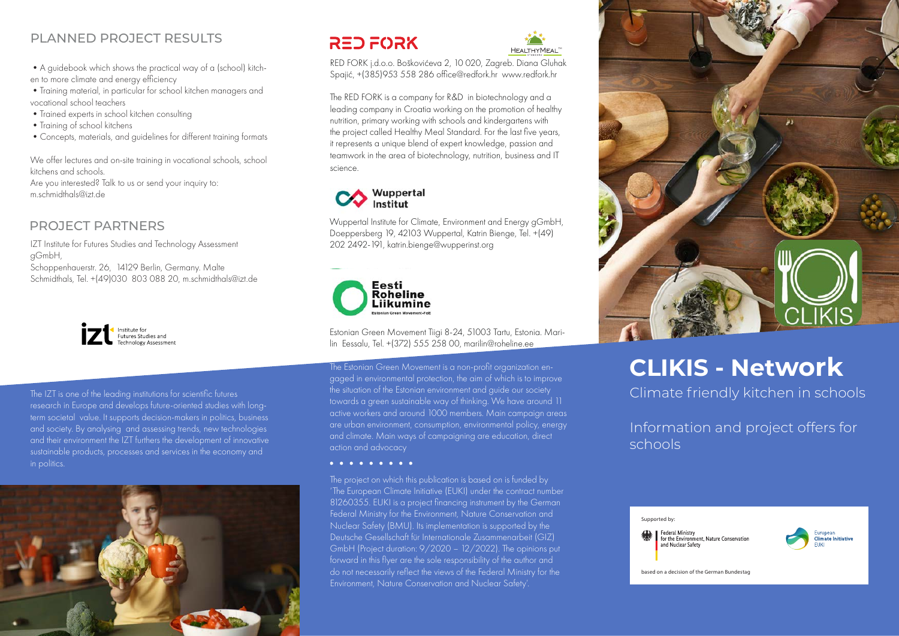## PLANNED PROJECT RESULTS

- A guidebook which shows the practical way of a (school) kitchen to more climate and energy efficiency
- Training material, in particular for school kitchen managers and vocational school teachers
- Trained experts in school kitchen consulting
- Training of school kitchens
- Concepts, materials, and guidelines for different training formats

We offer lectures and on-site training in vocational schools, school kitchens and schools.
Are you interested? Talk to us or send your inquiry to: m.schmidthals@izt.de

## PROJECT PARTNERS

IZT Institute for Futures Studies and Technology Assessment gGmbH,
Schoppenhauerstr. 26, 14129 Berlin, Germany. Malte Schmidthals, Tel. +(49)030 803 088 20, m.schmidthals@izt.de

izt Institute for Futures Studies and Technology Assessment

The IZT is one of the leading institutions for scientific futures research in Europe and develops future-oriented studies with long-term societal value. It supports decision-makers in politics, business and society. By analysing and assessing trends, new technologies and their environment the IZT furthers the development of innovative sustainable products, processes and services in the economy and in politics.

RED FORK

HEALTHYMEAL™

RED FORK j.d.o.o. Boškovićeva 2, 10 020, Zagreb. Diana Gluhak Spajić, +(385)953 558 286 office@redfork.hr www.redfork.hr

The RED FORK is a company for R&D in biotechnology and a leading company in Croatia working on the promotion of healthy nutrition, primary working with schools and kindergartens with the project called Healthy Meal Standard. For the last five years, it represents a unique blend of expert knowledge, passion and teamwork in the area of biotechnology, nutrition, business and IT science.

Wuppertal Institut

Wuppertal Institute for Climate, Environment and Energy gGmbH, Doeppersberg 19, 42103 Wuppertal, Katrin Bienge, Tel. +(49) 202 2492-191, katrin.bienge@wupperinst.org

Eesti Roheline Liikumine
Estonian Green Movement-FoE

Estonian Green Movement Tiigi 8-24, 51003 Tartu, Estonia. Marilin Eessalu, Tel. +(372) 555 258 00, marilin@roheline.ee

The Estonian Green Movement is a non-profit organization engaged in environmental protection, the aim of which is to improve the situation of the Estonian environment and guide our society towards a green sustainable way of thinking. We have around 11 active workers and around 1000 members. Main campaign areas are urban environment, consumption, environmental policy, energy and climate. Main ways of campaigning are education, direct action and advocacy

The project on which this publication is based on is funded by 'The European Climate Initiative (EUKI) under the contract number 81260355. EUKI is a project financing instrument by the German Federal Ministry for the Environment, Nature Conservation and Nuclear Safety (BMU). Its implementation is supported by the Deutsche Gesellschaft für Internationale Zusammenarbeit (GIZ) GmbH (Project duration: 9/2020 – 12/2022). The opinions put forward in this flyer are the sole responsibility of the author and do not necessarily reflect the views of the Federal Ministry for the Environment, Nature Conservation and Nuclear Safety'.

CLIKIS

# CLIKIS - Network

Climate friendly kitchen in schools

Information and project offers for schools

Supported by:

Federal Ministry for the Environment, Nature Conservation and Nuclear Safety

European Climate Initiative EUKI

based on a decision of the German Bundestag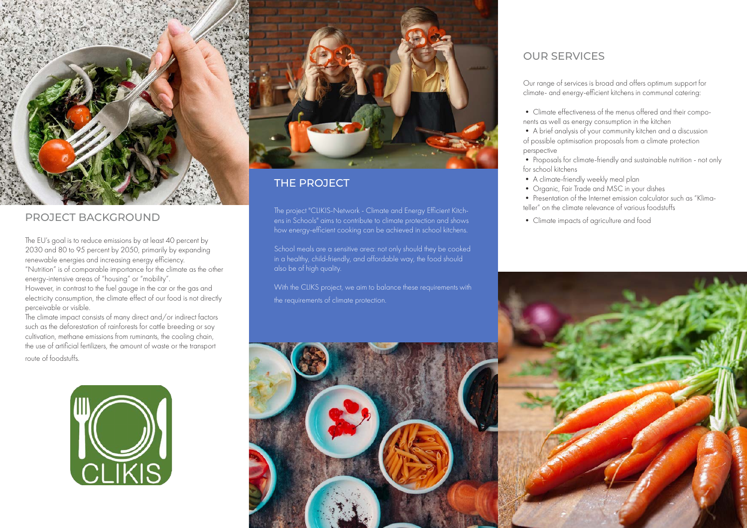## PROJECT BACKGROUND

The EU's goal is to reduce emissions by at least 40 percent by 2030 and 80 to 95 percent by 2050, primarily by expanding renewable energies and increasing energy efficiency.
"Nutrition" is of comparable importance for the climate as the other energy-intensive areas of "housing" or "mobility".
However, in contrast to the fuel gauge in the car or the gas and electricity consumption, the climate effect of our food is not directly perceivable or visible.
The climate impact consists of many direct and/or indirect factors such as the deforestation of rainforests for cattle breeding or soy cultivation, methane emissions from ruminants, the cooling chain, the use of artificial fertilizers, the amount of waste or the transport route of foodstuffs.

CLIKIS

## THE PROJECT

The project "CLIKIS-Network - Climate and Energy Efficient Kitchens in Schools" aims to contribute to climate protection and shows how energy-efficient cooking can be achieved in school kitchens.

School meals are a sensitive area: not only should they be cooked in a healthy, child-friendly, and affordable way, the food should also be of high quality.

With the CLIKS project, we aim to balance these requirements with the requirements of climate protection.

## OUR SERVICES

Our range of services is broad and offers optimum support for climate- and energy-efficient kitchens in communal catering:

- Climate effectiveness of the menus offered and their components as well as energy consumption in the kitchen
- A brief analysis of your community kitchen and a discussion of possible optimisation proposals from a climate protection perspective
- Proposals for climate-friendly and sustainable nutrition - not only for school kitchens
- A climate-friendly weekly meal plan
- Organic, Fair Trade and MSC in your dishes
- Presentation of the Internet emission calculator such as "Klimateller" on the climate relevance of various foodstuffs
- Climate impacts of agriculture and food